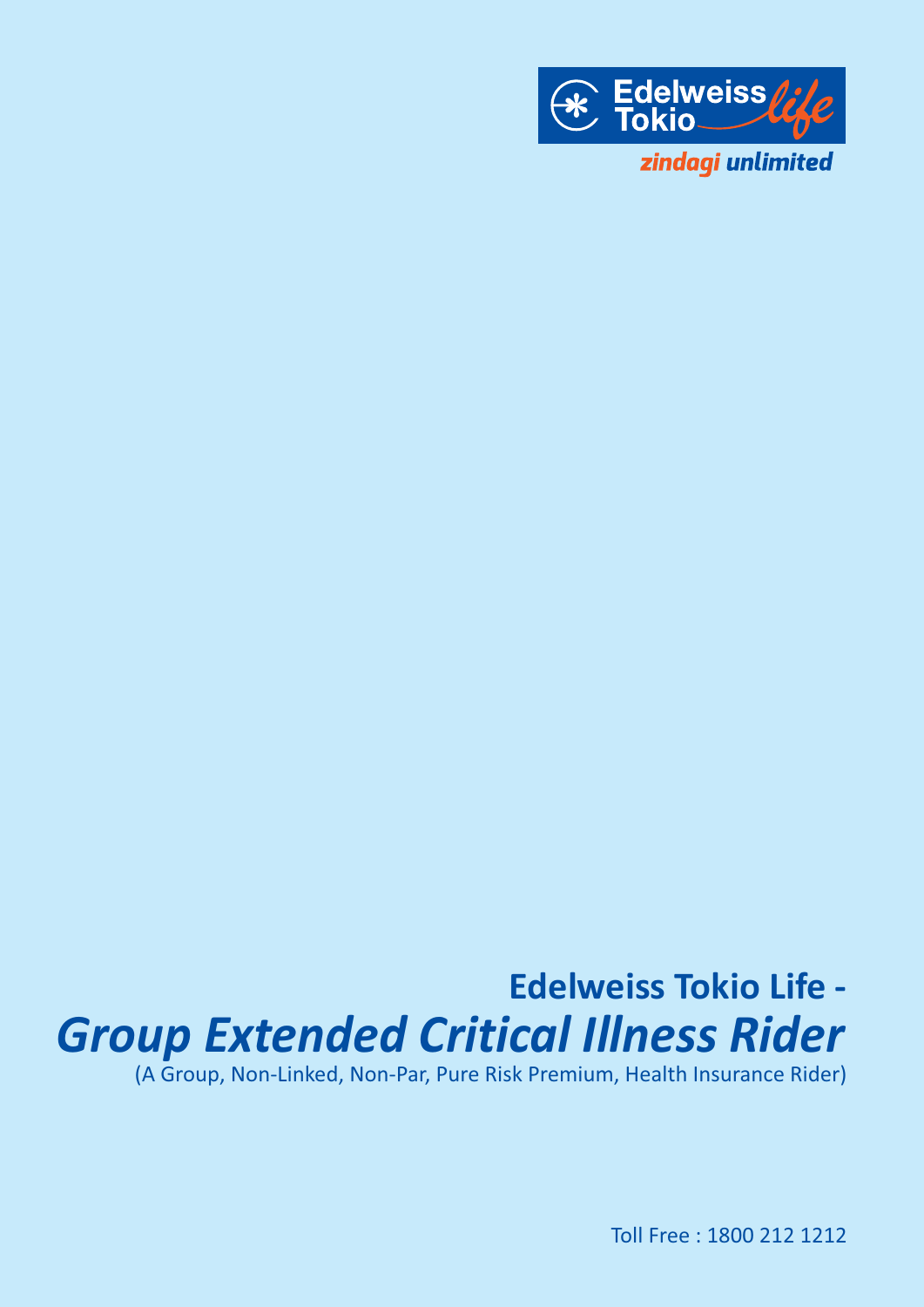Edelweiss Tokio *life*

*zindagi unlimited*

# Edelweiss Tokio Life - *Group Extended Critical Illness Rider*

(A Group, Non-Linked, Non-Par, Pure Risk Premium, Health Insurance Rider)

Toll Free : 1800 212 1212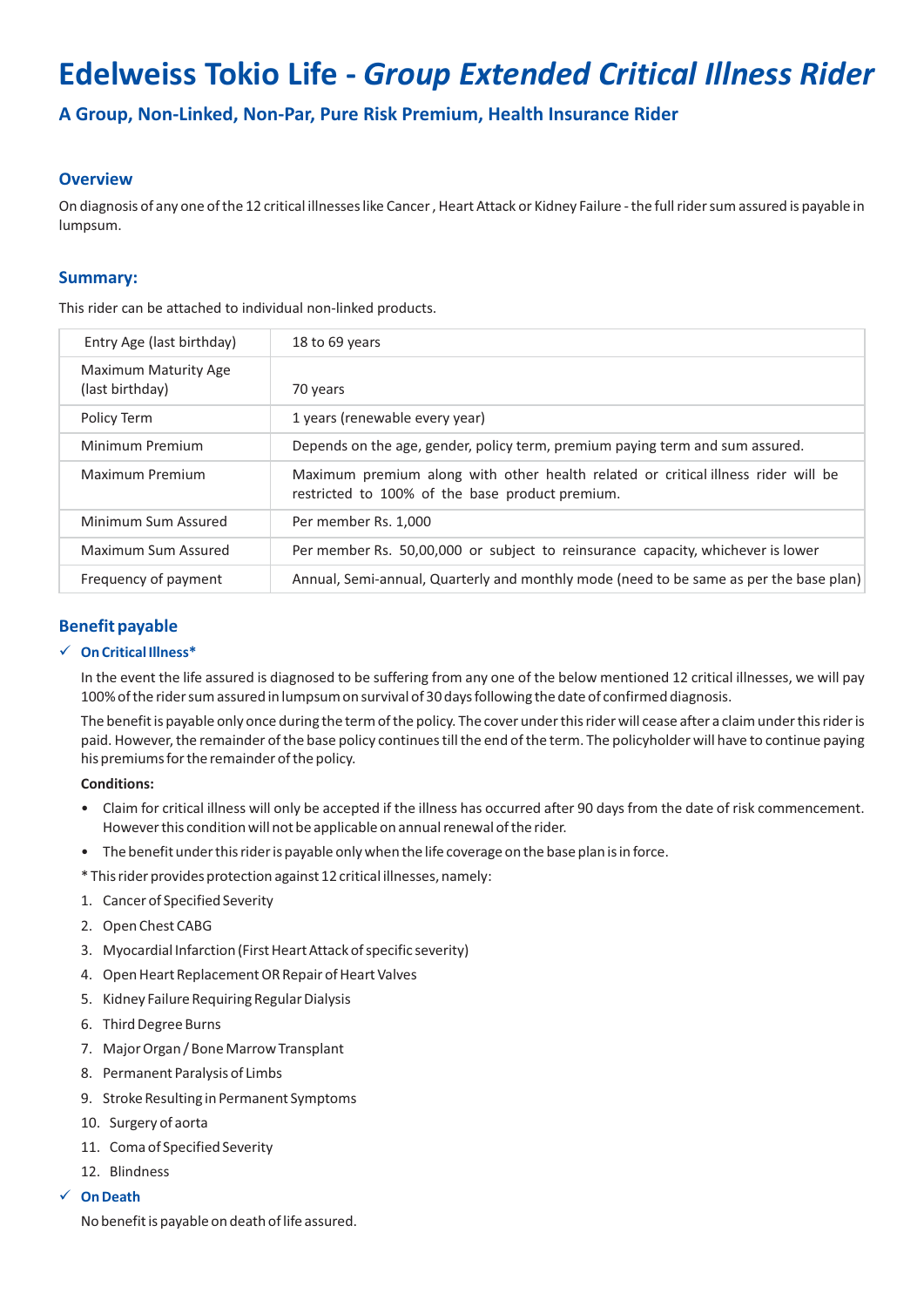# Edelweiss Tokio Life - *Group Extended Critical Illness Rider*

### A Group, Non-Linked, Non-Par, Pure Risk Premium, Health Insurance Rider

## Overview

On diagnosis of any one of the 12 critical illnesses like Cancer , Heart Attack or Kidney Failure - the full rider sum assured is payable in lumpsum.

## Summary:

This rider can be attached to individual non-linked products.

| | |
|---|---|
| Entry Age (last birthday) | 18 to 69 years |
| Maximum Maturity Age (last birthday) | 70 years |
| Policy Term | 1 years (renewable every year) |
| Minimum Premium | Depends on the age, gender, policy term, premium paying term and sum assured. |
| Maximum Premium | Maximum premium along with other health related or critical illness rider will be restricted to 100% of the base product premium. |
| Minimum Sum Assured | Per member Rs. 1,000 |
| Maximum Sum Assured | Per member Rs. 50,00,000 or subject to reinsurance capacity, whichever is lower |
| Frequency of payment | Annual, Semi-annual, Quarterly and monthly mode (need to be same as per the base plan) |

## Benefit payable

✓ **On Critical Illness***

In the event the life assured is diagnosed to be suffering from any one of the below mentioned 12 critical illnesses, we will pay 100% of the rider sum assured in lumpsum on survival of 30 days following the date of confirmed diagnosis.

The benefit is payable only once during the term of the policy. The cover under this rider will cease after a claim under this rider is paid. However, the remainder of the base policy continues till the end of the term. The policyholder will have to continue paying his premiums for the remainder of the policy.

**Conditions:**

- Claim for critical illness will only be accepted if the illness has occurred after 90 days from the date of risk commencement. However this condition will not be applicable on annual renewal of the rider.
- The benefit under this rider is payable only when the life coverage on the base plan is in force.

* This rider provides protection against 12 critical illnesses, namely:

1. Cancer of Specified Severity
2. Open Chest CABG
3. Myocardial Infarction (First Heart Attack of specific severity)
4. Open Heart Replacement OR Repair of Heart Valves
5. Kidney Failure Requiring Regular Dialysis
6. Third Degree Burns
7. Major Organ / Bone Marrow Transplant
8. Permanent Paralysis of Limbs
9. Stroke Resulting in Permanent Symptoms
10. Surgery of aorta
11. Coma of Specified Severity
12. Blindness

✓ **On Death**

No benefit is payable on death of life assured.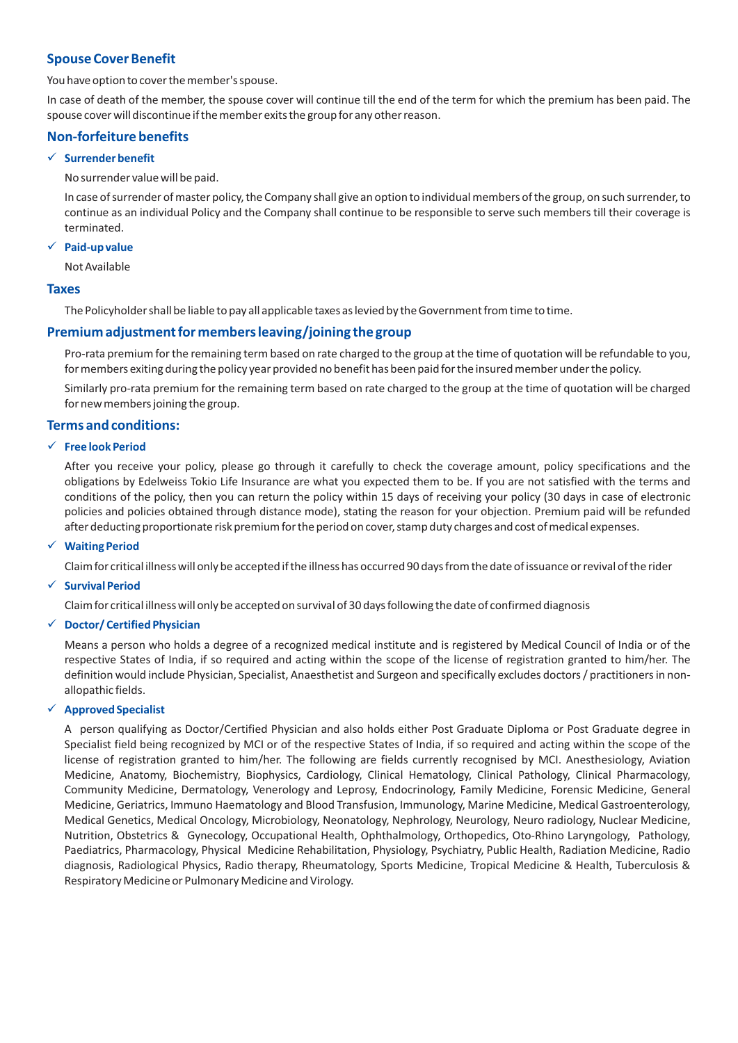## Spouse Cover Benefit

You have option to cover the member's spouse.

In case of death of the member, the spouse cover will continue till the end of the term for which the premium has been paid. The spouse cover will discontinue if the member exits the group for any other reason.

## Non-forfeiture benefits

- ✓ **Surrender benefit**

  No surrender value will be paid.

  In case of surrender of master policy, the Company shall give an option to individual members of the group, on such surrender, to continue as an individual Policy and the Company shall continue to be responsible to serve such members till their coverage is terminated.

- ✓ **Paid-up value**

  Not Available

## Taxes

The Policyholder shall be liable to pay all applicable taxes as levied by the Government from time to time.

## Premium adjustment for members leaving/joining the group

Pro-rata premium for the remaining term based on rate charged to the group at the time of quotation will be refundable to you, for members exiting during the policy year provided no benefit has been paid for the insured member under the policy.

Similarly pro-rata premium for the remaining term based on rate charged to the group at the time of quotation will be charged for new members joining the group.

## Terms and conditions:

- ✓ **Free look Period**

  After you receive your policy, please go through it carefully to check the coverage amount, policy specifications and the obligations by Edelweiss Tokio Life Insurance are what you expected them to be. If you are not satisfied with the terms and conditions of the policy, then you can return the policy within 15 days of receiving your policy (30 days in case of electronic policies and policies obtained through distance mode), stating the reason for your objection. Premium paid will be refunded after deducting proportionate risk premium for the period on cover, stamp duty charges and cost of medical expenses.

- ✓ **Waiting Period**

  Claim for critical illness will only be accepted if the illness has occurred 90 days from the date of issuance or revival of the rider

- ✓ **Survival Period**

  Claim for critical illness will only be accepted on survival of 30 days following the date of confirmed diagnosis

- ✓ **Doctor/ Certified Physician**

  Means a person who holds a degree of a recognized medical institute and is registered by Medical Council of India or of the respective States of India, if so required and acting within the scope of the license of registration granted to him/her. The definition would include Physician, Specialist, Anaesthetist and Surgeon and specifically excludes doctors / practitioners in non-allopathic fields.

- ✓ **Approved Specialist**

  A person qualifying as Doctor/Certified Physician and also holds either Post Graduate Diploma or Post Graduate degree in Specialist field being recognized by MCI or of the respective States of India, if so required and acting within the scope of the license of registration granted to him/her. The following are fields currently recognised by MCI. Anesthesiology, Aviation Medicine, Anatomy, Biochemistry, Biophysics, Cardiology, Clinical Hematology, Clinical Pathology, Clinical Pharmacology, Community Medicine, Dermatology, Venerology and Leprosy, Endocrinology, Family Medicine, Forensic Medicine, General Medicine, Geriatrics, Immuno Haematology and Blood Transfusion, Immunology, Marine Medicine, Medical Gastroenterology, Medical Genetics, Medical Oncology, Microbiology, Neonatology, Nephrology, Neurology, Neuro radiology, Nuclear Medicine, Nutrition, Obstetrics & Gynecology, Occupational Health, Ophthalmology, Orthopedics, Oto-Rhino Laryngology, Pathology, Paediatrics, Pharmacology, Physical Medicine Rehabilitation, Physiology, Psychiatry, Public Health, Radiation Medicine, Radio diagnosis, Radiological Physics, Radio therapy, Rheumatology, Sports Medicine, Tropical Medicine & Health, Tuberculosis & Respiratory Medicine or Pulmonary Medicine and Virology.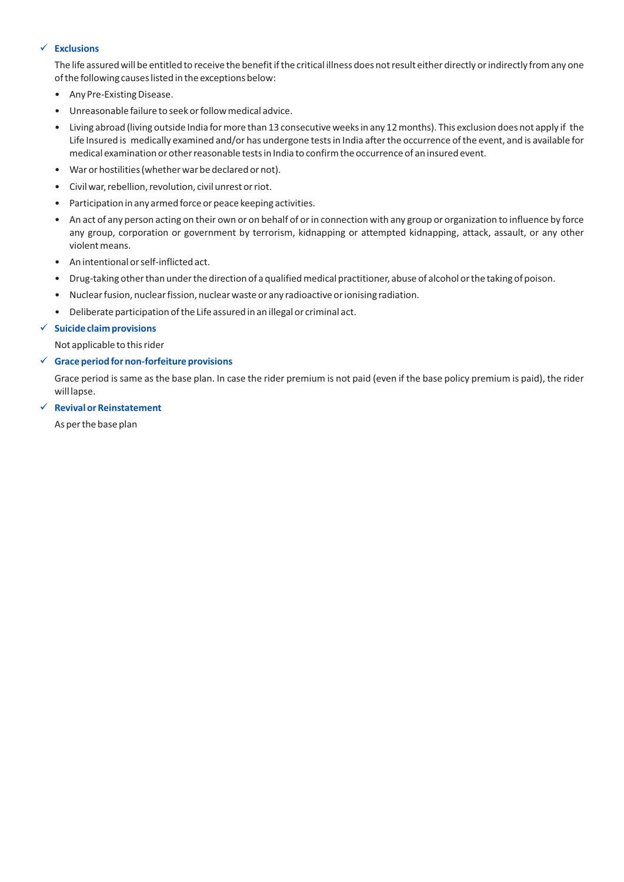- ✓ **Exclusions**

  The life assured will be entitled to receive the benefit if the critical illness does not result either directly or indirectly from any one of the following causes listed in the exceptions below:

  - Any Pre-Existing Disease.
  - Unreasonable failure to seek or follow medical advice.
  - Living abroad (living outside India for more than 13 consecutive weeks in any 12 months). This exclusion does not apply if the Life Insured is medically examined and/or has undergone tests in India after the occurrence of the event, and is available for medical examination or other reasonable tests in India to confirm the occurrence of an insured event.
  - War or hostilities (whether war be declared or not).
  - Civil war, rebellion, revolution, civil unrest or riot.
  - Participation in any armed force or peace keeping activities.
  - An act of any person acting on their own or on behalf of or in connection with any group or organization to influence by force any group, corporation or government by terrorism, kidnapping or attempted kidnapping, attack, assault, or any other violent means.
  - An intentional or self-inflicted act.
  - Drug-taking other than under the direction of a qualified medical practitioner, abuse of alcohol or the taking of poison.
  - Nuclear fusion, nuclear fission, nuclear waste or any radioactive or ionising radiation.
  - Deliberate participation of the Life assured in an illegal or criminal act.

- ✓ **Suicide claim provisions**

  Not applicable to this rider

- ✓ **Grace period for non-forfeiture provisions**

  Grace period is same as the base plan. In case the rider premium is not paid (even if the base policy premium is paid), the rider will lapse.

- ✓ **Revival or Reinstatement**

  As per the base plan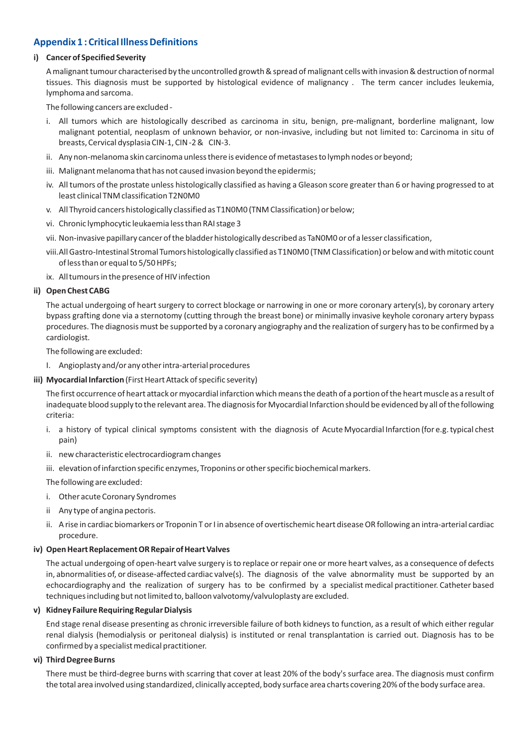## Appendix 1 : Critical Illness Definitions

### i) Cancer of Specified Severity

A malignant tumour characterised by the uncontrolled growth & spread of malignant cells with invasion & destruction of normal tissues. This diagnosis must be supported by histological evidence of malignancy . The term cancer includes leukemia, lymphoma and sarcoma.

The following cancers are excluded -

i. All tumors which are histologically described as carcinoma in situ, benign, pre-malignant, borderline malignant, low malignant potential, neoplasm of unknown behavior, or non-invasive, including but not limited to: Carcinoma in situ of breasts, Cervical dysplasia CIN-1, CIN -2 & CIN-3.

ii. Any non-melanoma skin carcinoma unless there is evidence of metastases to lymph nodes or beyond;

iii. Malignant melanoma that has not caused invasion beyond the epidermis;

iv. All tumors of the prostate unless histologically classified as having a Gleason score greater than 6 or having progressed to at least clinical TNM classification T2N0M0

v. All Thyroid cancers histologically classified as T1N0M0 (TNM Classification) or below;

vi. Chronic lymphocytic leukaemia less than RAI stage 3

vii. Non-invasive papillary cancer of the bladder histologically described as TaN0M0 or of a lesser classification,

viii. All Gastro-Intestinal Stromal Tumors histologically classified as T1N0M0 (TNM Classification) or below and with mitotic count of less than or equal to 5/50 HPFs;

ix. All tumours in the presence of HIV infection

### ii) Open Chest CABG

The actual undergoing of heart surgery to correct blockage or narrowing in one or more coronary artery(s), by coronary artery bypass grafting done via a sternotomy (cutting through the breast bone) or minimally invasive keyhole coronary artery bypass procedures. The diagnosis must be supported by a coronary angiography and the realization of surgery has to be confirmed by a cardiologist.

The following are excluded:

I. Angioplasty and/or any other intra-arterial procedures

### iii) Myocardial Infarction (First Heart Attack of specific severity)

The first occurrence of heart attack or myocardial infarction which means the death of a portion of the heart muscle as a result of inadequate blood supply to the relevant area. The diagnosis for Myocardial Infarction should be evidenced by all of the following criteria:

i. a history of typical clinical symptoms consistent with the diagnosis of Acute Myocardial Infarction (for e.g. typical chest pain)

ii. new characteristic electrocardiogram changes

iii. elevation of infarction specific enzymes, Troponins or other specific biochemical markers.

The following are excluded:

i. Other acute Coronary Syndromes

ii Any type of angina pectoris.

ii. A rise in cardiac biomarkers or Troponin T or I in absence of overtischemic heart disease OR following an intra-arterial cardiac procedure.

### iv) Open Heart Replacement OR Repair of Heart Valves

The actual undergoing of open-heart valve surgery is to replace or repair one or more heart valves, as a consequence of defects in, abnormalities of, or disease-affected cardiac valve(s). The diagnosis of the valve abnormality must be supported by an echocardiography and the realization of surgery has to be confirmed by a specialist medical practitioner. Catheter based techniques including but not limited to, balloon valvotomy/valvuloplasty are excluded.

### v) Kidney Failure Requiring Regular Dialysis

End stage renal disease presenting as chronic irreversible failure of both kidneys to function, as a result of which either regular renal dialysis (hemodialysis or peritoneal dialysis) is instituted or renal transplantation is carried out. Diagnosis has to be confirmed by a specialist medical practitioner.

### vi) Third Degree Burns

There must be third-degree burns with scarring that cover at least 20% of the body's surface area. The diagnosis must confirm the total area involved using standardized, clinically accepted, body surface area charts covering 20% of the body surface area.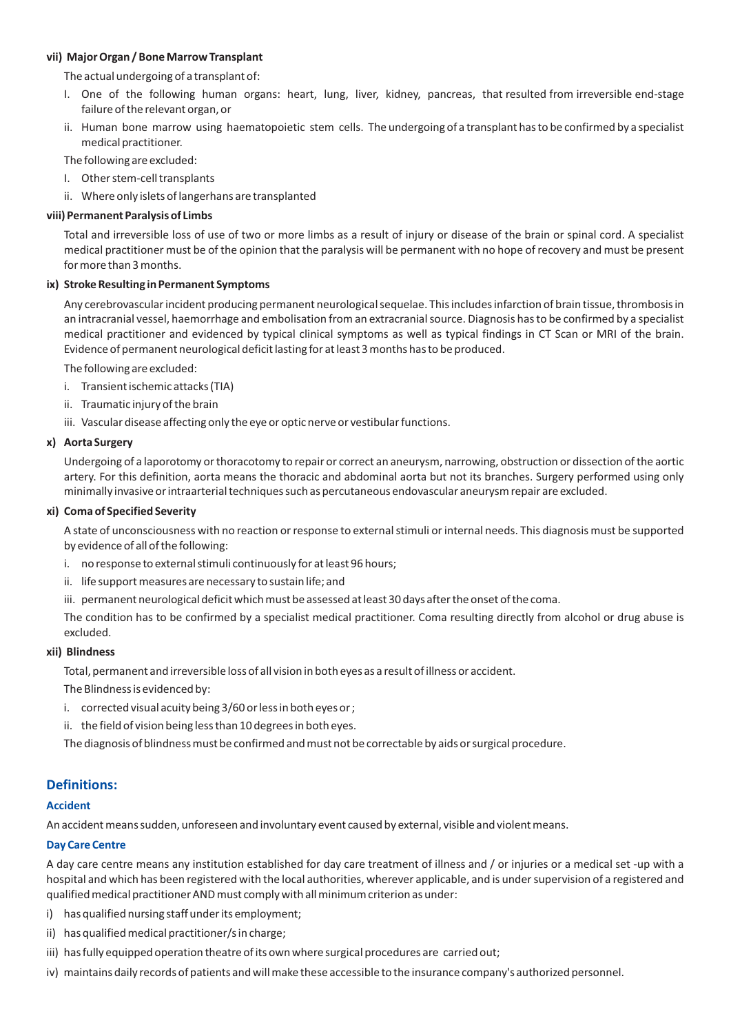**vii) Major Organ / Bone Marrow Transplant**

The actual undergoing of a transplant of:

I. One of the following human organs: heart, lung, liver, kidney, pancreas, that resulted from irreversible end-stage failure of the relevant organ, or

ii. Human bone marrow using haematopoietic stem cells. The undergoing of a transplant has to be confirmed by a specialist medical practitioner.

The following are excluded:

I. Other stem-cell transplants

ii. Where only islets of langerhans are transplanted

**viii) Permanent Paralysis of Limbs**

Total and irreversible loss of use of two or more limbs as a result of injury or disease of the brain or spinal cord. A specialist medical practitioner must be of the opinion that the paralysis will be permanent with no hope of recovery and must be present for more than 3 months.

**ix) Stroke Resulting in Permanent Symptoms**

Any cerebrovascular incident producing permanent neurological sequelae. This includes infarction of brain tissue, thrombosis in an intracranial vessel, haemorrhage and embolisation from an extracranial source. Diagnosis has to be confirmed by a specialist medical practitioner and evidenced by typical clinical symptoms as well as typical findings in CT Scan or MRI of the brain. Evidence of permanent neurological deficit lasting for at least 3 months has to be produced.

The following are excluded:

i. Transient ischemic attacks (TIA)

ii. Traumatic injury of the brain

iii. Vascular disease affecting only the eye or optic nerve or vestibular functions.

**x) Aorta Surgery**

Undergoing of a laporotomy or thoracotomy to repair or correct an aneurysm, narrowing, obstruction or dissection of the aortic artery. For this definition, aorta means the thoracic and abdominal aorta but not its branches. Surgery performed using only minimally invasive or intraarterial techniques such as percutaneous endovascular aneurysm repair are excluded.

**xi) Coma of Specified Severity**

A state of unconsciousness with no reaction or response to external stimuli or internal needs. This diagnosis must be supported by evidence of all of the following:

i. no response to external stimuli continuously for at least 96 hours;

ii. life support measures are necessary to sustain life; and

iii. permanent neurological deficit which must be assessed at least 30 days after the onset of the coma.

The condition has to be confirmed by a specialist medical practitioner. Coma resulting directly from alcohol or drug abuse is excluded.

**xii) Blindness**

Total, permanent and irreversible loss of all vision in both eyes as a result of illness or accident.

The Blindness is evidenced by:

i. corrected visual acuity being 3/60 or less in both eyes or ;

ii. the field of vision being less than 10 degrees in both eyes.

The diagnosis of blindness must be confirmed and must not be correctable by aids or surgical procedure.

## Definitions:

### Accident

An accident means sudden, unforeseen and involuntary event caused by external, visible and violent means.

### Day Care Centre

A day care centre means any institution established for day care treatment of illness and / or injuries or a medical set -up with a hospital and which has been registered with the local authorities, wherever applicable, and is under supervision of a registered and qualified medical practitioner AND must comply with all minimum criterion as under:

i) has qualified nursing staff under its employment;

ii) has qualified medical practitioner/s in charge;

iii) has fully equipped operation theatre of its own where surgical procedures are carried out;

iv) maintains daily records of patients and will make these accessible to the insurance company's authorized personnel.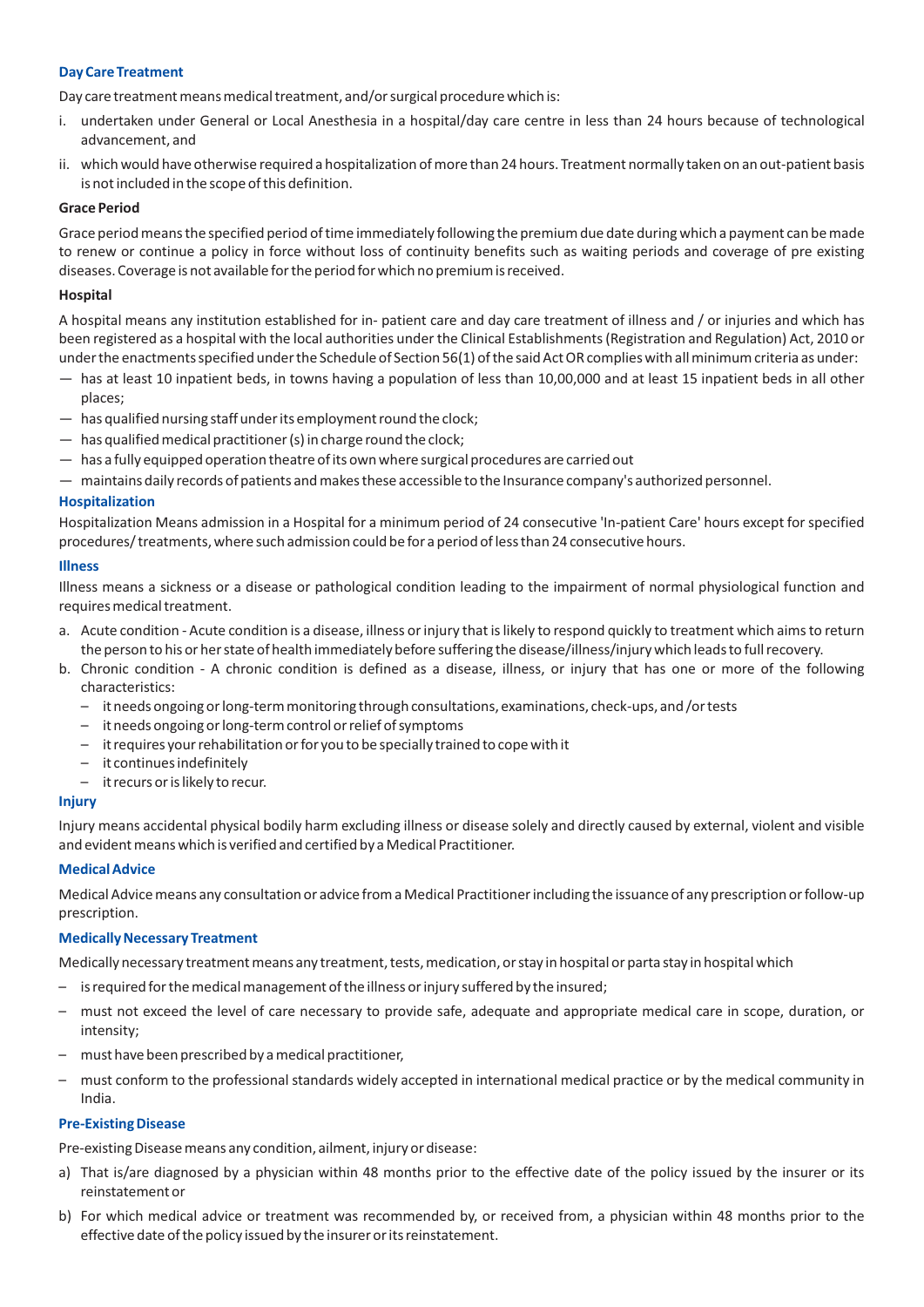### Day Care Treatment

Day care treatment means medical treatment, and/or surgical procedure which is:

i. undertaken under General or Local Anesthesia in a hospital/day care centre in less than 24 hours because of technological advancement, and
ii. which would have otherwise required a hospitalization of more than 24 hours. Treatment normally taken on an out-patient basis is not included in the scope of this definition.

### Grace Period

Grace period means the specified period of time immediately following the premium due date during which a payment can be made to renew or continue a policy in force without loss of continuity benefits such as waiting periods and coverage of pre existing diseases. Coverage is not available for the period for which no premium is received.

### Hospital

A hospital means any institution established for in- patient care and day care treatment of illness and / or injuries and which has been registered as a hospital with the local authorities under the Clinical Establishments (Registration and Regulation) Act, 2010 or under the enactments specified under the Schedule of Section 56(1) of the said Act OR complies with all minimum criteria as under:

- has at least 10 inpatient beds, in towns having a population of less than 10,00,000 and at least 15 inpatient beds in all other places;
- has qualified nursing staff under its employment round the clock;
- has qualified medical practitioner (s) in charge round the clock;
- has a fully equipped operation theatre of its own where surgical procedures are carried out
- maintains daily records of patients and makes these accessible to the Insurance company's authorized personnel.

### Hospitalization

Hospitalization Means admission in a Hospital for a minimum period of 24 consecutive 'In-patient Care' hours except for specified procedures/ treatments, where such admission could be for a period of less than 24 consecutive hours.

### Illness

Illness means a sickness or a disease or pathological condition leading to the impairment of normal physiological function and requires medical treatment.

a. Acute condition - Acute condition is a disease, illness or injury that is likely to respond quickly to treatment which aims to return the person to his or her state of health immediately before suffering the disease/illness/injury which leads to full recovery.
b. Chronic condition - A chronic condition is defined as a disease, illness, or injury that has one or more of the following characteristics:
   - it needs ongoing or long-term monitoring through consultations, examinations, check-ups, and /or tests
   - it needs ongoing or long-term control or relief of symptoms
   - it requires your rehabilitation or for you to be specially trained to cope with it
   - it continues indefinitely
   - it recurs or is likely to recur.

### Injury

Injury means accidental physical bodily harm excluding illness or disease solely and directly caused by external, violent and visible and evident means which is verified and certified by a Medical Practitioner.

### Medical Advice

Medical Advice means any consultation or advice from a Medical Practitioner including the issuance of any prescription or follow-up prescription.

### Medically Necessary Treatment

Medically necessary treatment means any treatment, tests, medication, or stay in hospital or parta stay in hospital which

- is required for the medical management of the illness or injury suffered by the insured;
- must not exceed the level of care necessary to provide safe, adequate and appropriate medical care in scope, duration, or intensity;
- must have been prescribed by a medical practitioner,
- must conform to the professional standards widely accepted in international medical practice or by the medical community in India.

### Pre-Existing Disease

Pre-existing Disease means any condition, ailment, injury or disease:

a) That is/are diagnosed by a physician within 48 months prior to the effective date of the policy issued by the insurer or its reinstatement or
b) For which medical advice or treatment was recommended by, or received from, a physician within 48 months prior to the effective date of the policy issued by the insurer or its reinstatement.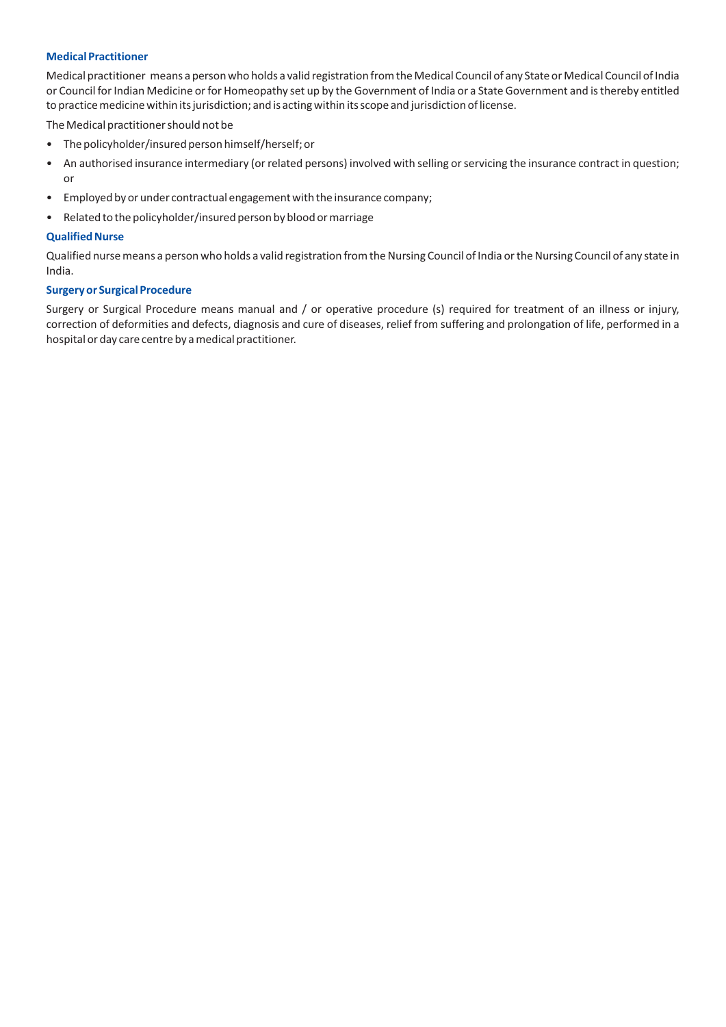### Medical Practitioner

Medical practitioner means a person who holds a valid registration from the Medical Council of any State or Medical Council of India or Council for Indian Medicine or for Homeopathy set up by the Government of India or a State Government and is thereby entitled to practice medicine within its jurisdiction; and is acting within its scope and jurisdiction of license.

The Medical practitioner should not be

- The policyholder/insured person himself/herself; or
- An authorised insurance intermediary (or related persons) involved with selling or servicing the insurance contract in question; or
- Employed by or under contractual engagement with the insurance company;
- Related to the policyholder/insured person by blood or marriage

### Qualified Nurse

Qualified nurse means a person who holds a valid registration from the Nursing Council of India or the Nursing Council of any state in India.

### Surgery or Surgical Procedure

Surgery or Surgical Procedure means manual and / or operative procedure (s) required for treatment of an illness or injury, correction of deformities and defects, diagnosis and cure of diseases, relief from suffering and prolongation of life, performed in a hospital or day care centre by a medical practitioner.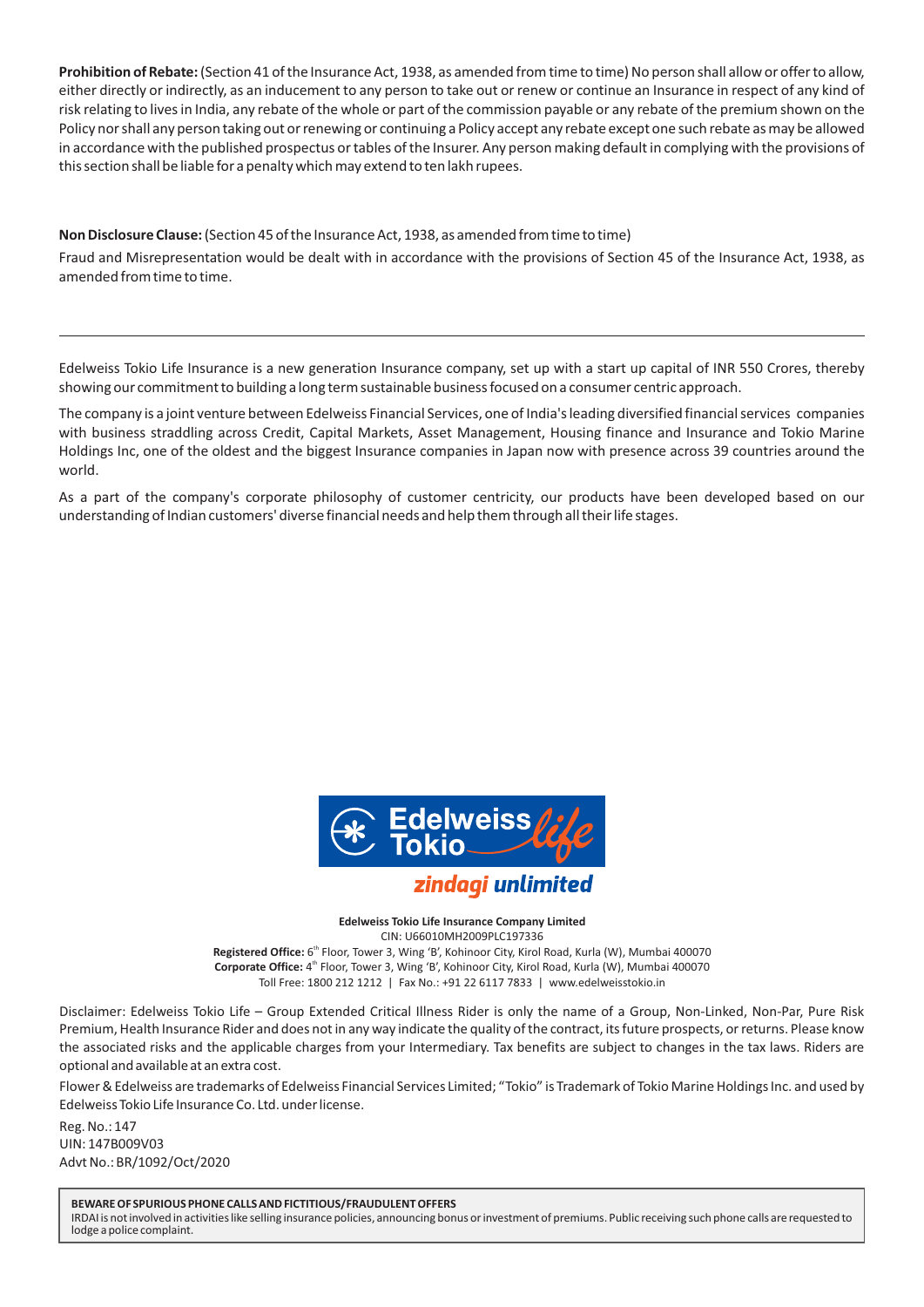**Prohibition of Rebate:** (Section 41 of the Insurance Act, 1938, as amended from time to time) No person shall allow or offer to allow, either directly or indirectly, as an inducement to any person to take out or renew or continue an Insurance in respect of any kind of risk relating to lives in India, any rebate of the whole or part of the commission payable or any rebate of the premium shown on the Policy nor shall any person taking out or renewing or continuing a Policy accept any rebate except one such rebate as may be allowed in accordance with the published prospectus or tables of the Insurer. Any person making default in complying with the provisions of this section shall be liable for a penalty which may extend to ten lakh rupees.

**Non Disclosure Clause:** (Section 45 of the Insurance Act, 1938, as amended from time to time)

Fraud and Misrepresentation would be dealt with in accordance with the provisions of Section 45 of the Insurance Act, 1938, as amended from time to time.

---

Edelweiss Tokio Life Insurance is a new generation Insurance company, set up with a start up capital of INR 550 Crores, thereby showing our commitment to building a long term sustainable business focused on a consumer centric approach.

The company is a joint venture between Edelweiss Financial Services, one of India's leading diversified financial services companies with business straddling across Credit, Capital Markets, Asset Management, Housing finance and Insurance and Tokio Marine Holdings Inc, one of the oldest and the biggest Insurance companies in Japan now with presence across 39 countries around the world.

As a part of the company's corporate philosophy of customer centricity, our products have been developed based on our understanding of Indian customers' diverse financial needs and help them through all their life stages.

Edelweiss Tokio life

*zindagi unlimited*

**Edelweiss Tokio Life Insurance Company Limited**
CIN: U66010MH2009PLC197336
**Registered Office:** 6th Floor, Tower 3, Wing 'B', Kohinoor City, Kirol Road, Kurla (W), Mumbai 400070
**Corporate Office:** 4th Floor, Tower 3, Wing 'B', Kohinoor City, Kirol Road, Kurla (W), Mumbai 400070
Toll Free: 1800 212 1212 | Fax No.: +91 22 6117 7833 | www.edelweisstokio.in

Disclaimer: Edelweiss Tokio Life – Group Extended Critical Illness Rider is only the name of a Group, Non-Linked, Non-Par, Pure Risk Premium, Health Insurance Rider and does not in any way indicate the quality of the contract, its future prospects, or returns. Please know the associated risks and the applicable charges from your Intermediary. Tax benefits are subject to changes in the tax laws. Riders are optional and available at an extra cost.

Flower & Edelweiss are trademarks of Edelweiss Financial Services Limited; "Tokio" is Trademark of Tokio Marine Holdings Inc. and used by Edelweiss Tokio Life Insurance Co. Ltd. under license.

Reg. No.: 147
UIN: 147B009V03
Advt No.: BR/1092/Oct/2020

**BEWARE OF SPURIOUS PHONE CALLS AND FICTITIOUS/FRAUDULENT OFFERS**
IRDAI is not involved in activities like selling insurance policies, announcing bonus or investment of premiums. Public receiving such phone calls are requested to lodge a police complaint.